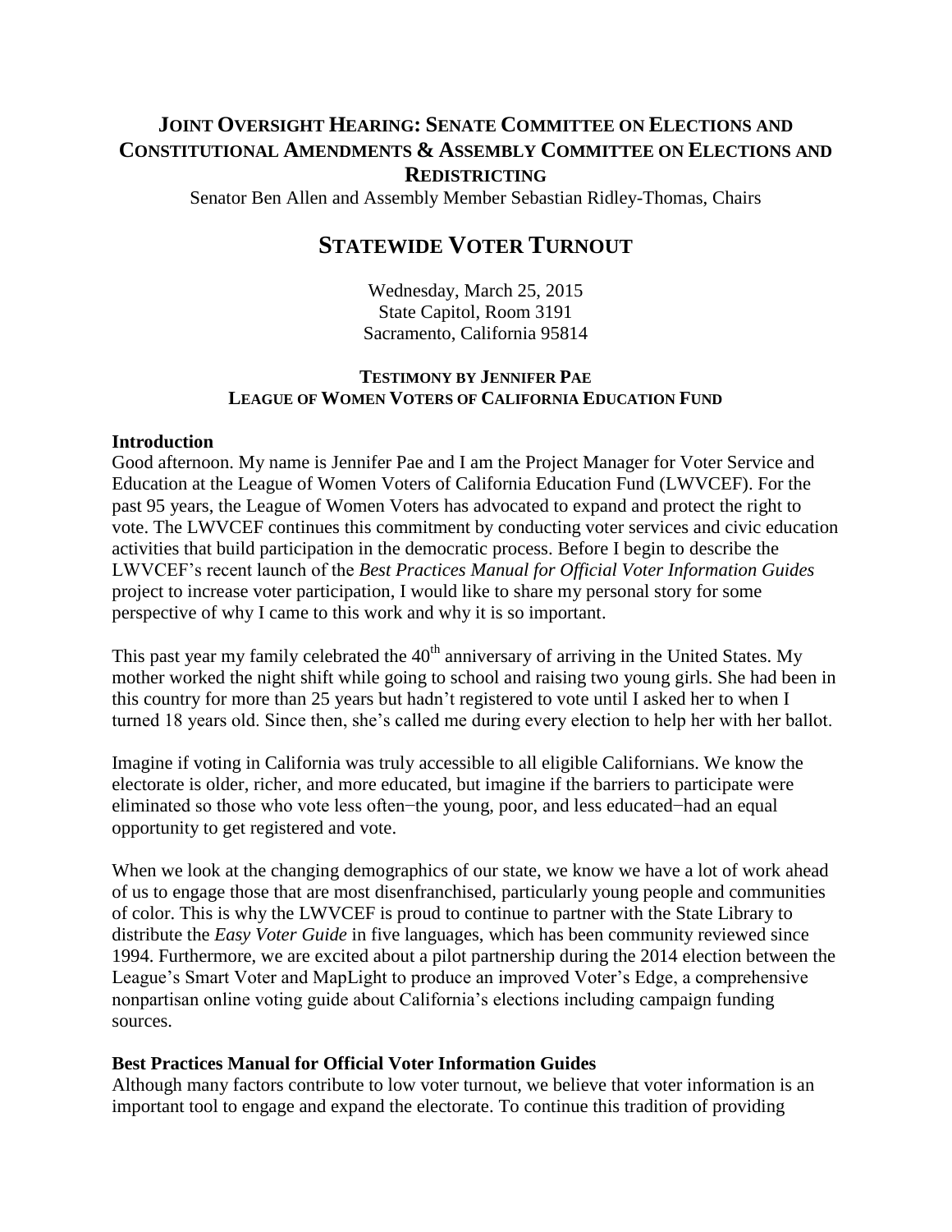# Joint Oversight Hearing: Senate Committee on Elections and Constitutional Amendments & Assembly Committee on Elections and Redistricting

Senator Ben Allen and Assembly Member Sebastian Ridley-Thomas, Chairs

## Statewide Voter Turnout

Wednesday, March 25, 2015
State Capitol, Room 3191
Sacramento, California 95814

### Testimony by Jennifer Pae
### League of Women Voters of California Education Fund

**Introduction**

Good afternoon. My name is Jennifer Pae and I am the Project Manager for Voter Service and Education at the League of Women Voters of California Education Fund (LWVCEF). For the past 95 years, the League of Women Voters has advocated to expand and protect the right to vote. The LWVCEF continues this commitment by conducting voter services and civic education activities that build participation in the democratic process. Before I begin to describe the LWVCEF's recent launch of the *Best Practices Manual for Official Voter Information Guides* project to increase voter participation, I would like to share my personal story for some perspective of why I came to this work and why it is so important.

This past year my family celebrated the 40th anniversary of arriving in the United States. My mother worked the night shift while going to school and raising two young girls. She had been in this country for more than 25 years but hadn't registered to vote until I asked her to when I turned 18 years old. Since then, she's called me during every election to help her with her ballot.

Imagine if voting in California was truly accessible to all eligible Californians. We know the electorate is older, richer, and more educated, but imagine if the barriers to participate were eliminated so those who vote less often−the young, poor, and less educated−had an equal opportunity to get registered and vote.

When we look at the changing demographics of our state, we know we have a lot of work ahead of us to engage those that are most disenfranchised, particularly young people and communities of color. This is why the LWVCEF is proud to continue to partner with the State Library to distribute the *Easy Voter Guide* in five languages, which has been community reviewed since 1994. Furthermore, we are excited about a pilot partnership during the 2014 election between the League's Smart Voter and MapLight to produce an improved Voter's Edge, a comprehensive nonpartisan online voting guide about California's elections including campaign funding sources.

**Best Practices Manual for Official Voter Information Guides**

Although many factors contribute to low voter turnout, we believe that voter information is an important tool to engage and expand the electorate. To continue this tradition of providing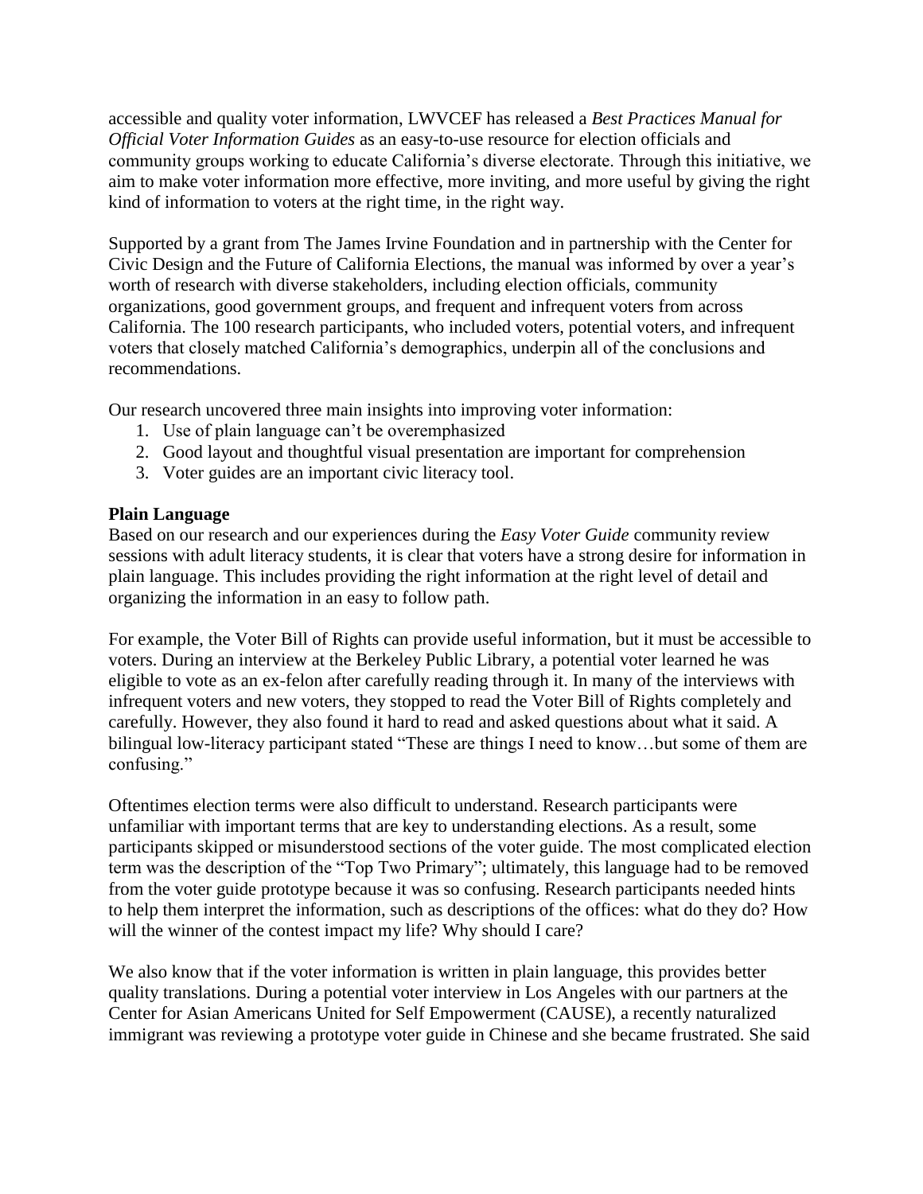accessible and quality voter information, LWVCEF has released a *Best Practices Manual for Official Voter Information Guides* as an easy-to-use resource for election officials and community groups working to educate California's diverse electorate. Through this initiative, we aim to make voter information more effective, more inviting, and more useful by giving the right kind of information to voters at the right time, in the right way.

Supported by a grant from The James Irvine Foundation and in partnership with the Center for Civic Design and the Future of California Elections, the manual was informed by over a year's worth of research with diverse stakeholders, including election officials, community organizations, good government groups, and frequent and infrequent voters from across California. The 100 research participants, who included voters, potential voters, and infrequent voters that closely matched California's demographics, underpin all of the conclusions and recommendations.

Our research uncovered three main insights into improving voter information:

1. Use of plain language can't be overemphasized
2. Good layout and thoughtful visual presentation are important for comprehension
3. Voter guides are an important civic literacy tool.

**Plain Language**

Based on our research and our experiences during the *Easy Voter Guide* community review sessions with adult literacy students, it is clear that voters have a strong desire for information in plain language. This includes providing the right information at the right level of detail and organizing the information in an easy to follow path.

For example, the Voter Bill of Rights can provide useful information, but it must be accessible to voters. During an interview at the Berkeley Public Library, a potential voter learned he was eligible to vote as an ex-felon after carefully reading through it. In many of the interviews with infrequent voters and new voters, they stopped to read the Voter Bill of Rights completely and carefully. However, they also found it hard to read and asked questions about what it said. A bilingual low-literacy participant stated "These are things I need to know…but some of them are confusing."

Oftentimes election terms were also difficult to understand. Research participants were unfamiliar with important terms that are key to understanding elections. As a result, some participants skipped or misunderstood sections of the voter guide. The most complicated election term was the description of the "Top Two Primary"; ultimately, this language had to be removed from the voter guide prototype because it was so confusing. Research participants needed hints to help them interpret the information, such as descriptions of the offices: what do they do? How will the winner of the contest impact my life? Why should I care?

We also know that if the voter information is written in plain language, this provides better quality translations. During a potential voter interview in Los Angeles with our partners at the Center for Asian Americans United for Self Empowerment (CAUSE), a recently naturalized immigrant was reviewing a prototype voter guide in Chinese and she became frustrated. She said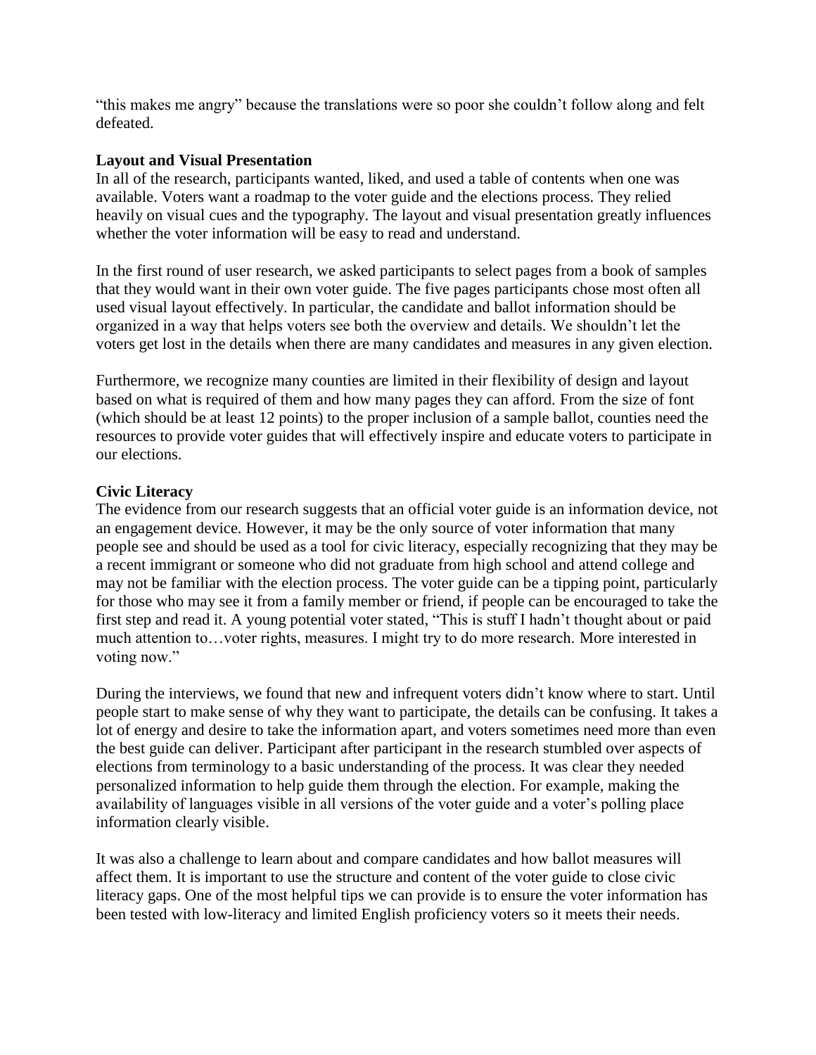"this makes me angry" because the translations were so poor she couldn't follow along and felt defeated.

**Layout and Visual Presentation**

In all of the research, participants wanted, liked, and used a table of contents when one was available. Voters want a roadmap to the voter guide and the elections process. They relied heavily on visual cues and the typography. The layout and visual presentation greatly influences whether the voter information will be easy to read and understand.

In the first round of user research, we asked participants to select pages from a book of samples that they would want in their own voter guide. The five pages participants chose most often all used visual layout effectively. In particular, the candidate and ballot information should be organized in a way that helps voters see both the overview and details. We shouldn't let the voters get lost in the details when there are many candidates and measures in any given election.

Furthermore, we recognize many counties are limited in their flexibility of design and layout based on what is required of them and how many pages they can afford. From the size of font (which should be at least 12 points) to the proper inclusion of a sample ballot, counties need the resources to provide voter guides that will effectively inspire and educate voters to participate in our elections.

**Civic Literacy**

The evidence from our research suggests that an official voter guide is an information device, not an engagement device. However, it may be the only source of voter information that many people see and should be used as a tool for civic literacy, especially recognizing that they may be a recent immigrant or someone who did not graduate from high school and attend college and may not be familiar with the election process. The voter guide can be a tipping point, particularly for those who may see it from a family member or friend, if people can be encouraged to take the first step and read it. A young potential voter stated, "This is stuff I hadn't thought about or paid much attention to…voter rights, measures. I might try to do more research. More interested in voting now."

During the interviews, we found that new and infrequent voters didn't know where to start. Until people start to make sense of why they want to participate, the details can be confusing. It takes a lot of energy and desire to take the information apart, and voters sometimes need more than even the best guide can deliver. Participant after participant in the research stumbled over aspects of elections from terminology to a basic understanding of the process. It was clear they needed personalized information to help guide them through the election. For example, making the availability of languages visible in all versions of the voter guide and a voter's polling place information clearly visible.

It was also a challenge to learn about and compare candidates and how ballot measures will affect them. It is important to use the structure and content of the voter guide to close civic literacy gaps. One of the most helpful tips we can provide is to ensure the voter information has been tested with low-literacy and limited English proficiency voters so it meets their needs.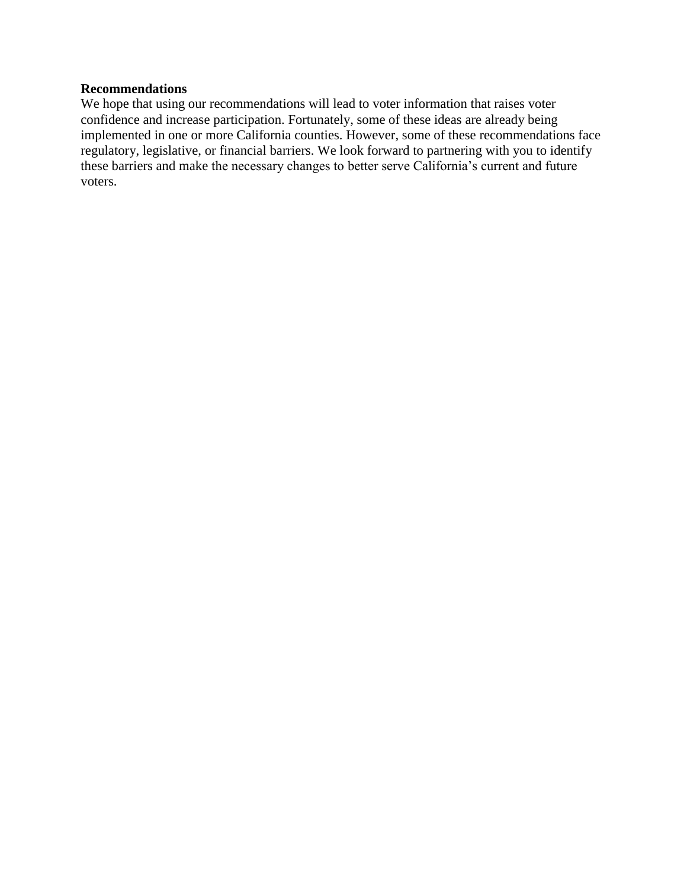**Recommendations**

We hope that using our recommendations will lead to voter information that raises voter confidence and increase participation. Fortunately, some of these ideas are already being implemented in one or more California counties. However, some of these recommendations face regulatory, legislative, or financial barriers. We look forward to partnering with you to identify these barriers and make the necessary changes to better serve California's current and future voters.